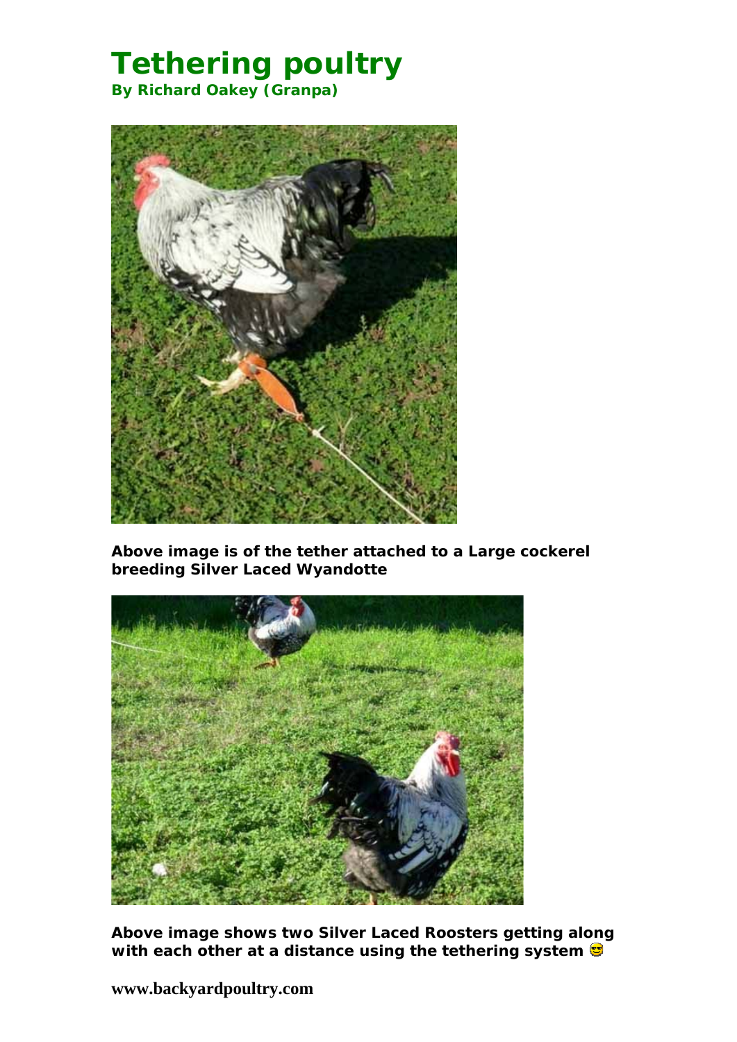# Tethering poultry

**By Richard Oakey (Granpa)**

**Above image is of the tether attached to a Large cockerel breeding Silver Laced Wyandotte**

**Above image shows two Silver Laced Roosters getting along with each other at a distance using the tethering system 😎**

**www.backyardpoultry.com**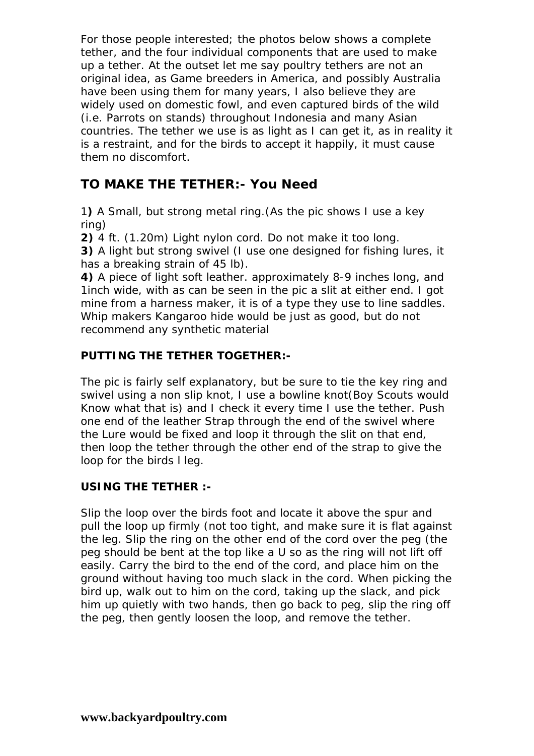For those people interested; the photos below shows a complete tether, and the four individual components that are used to make up a tether. At the outset let me say poultry tethers are not an original idea, as Game breeders in America, and possibly Australia have been using them for many years, I also believe they are widely used on domestic fowl, and even captured birds of the wild (i.e. Parrots on stands) throughout Indonesia and many Asian countries. The tether we use is as light as I can get it, as in reality it is a restraint, and for the birds to accept it happily, it must cause them no discomfort.

## TO MAKE THE TETHER:- You Need

1**)** A Small, but strong metal ring.(As the pic shows I use a key ring)
**2)** 4 ft. (1.20m) Light nylon cord. Do not make it too long.
**3)** A light but strong swivel (I use one designed for fishing lures, it has a breaking strain of 45 lb).
**4)** A piece of light soft leather. approximately 8-9 inches long, and 1inch wide, with as can be seen in the pic a slit at either end. I got mine from a harness maker, it is of a type they use to line saddles. Whip makers Kangaroo hide would be just as good, but do not recommend any synthetic material

### PUTTING THE TETHER TOGETHER:-

The pic is fairly self explanatory, but be sure to tie the key ring and swivel using a non slip knot, I use a bowline knot(Boy Scouts would Know what that is) and I check it every time I use the tether. Push one end of the leather Strap through the end of the swivel where the Lure would be fixed and loop it through the slit on that end, then loop the tether through the other end of the strap to give the loop for the birds l leg.

### USING THE TETHER :-

Slip the loop over the birds foot and locate it above the spur and pull the loop up firmly (not too tight, and make sure it is flat against the leg. Slip the ring on the other end of the cord over the peg (the peg should be bent at the top like a U so as the ring will not lift off easily. Carry the bird to the end of the cord, and place him on the ground without having too much slack in the cord. When picking the bird up, walk out to him on the cord, taking up the slack, and pick him up quietly with two hands, then go back to peg, slip the ring off the peg, then gently loosen the loop, and remove the tether.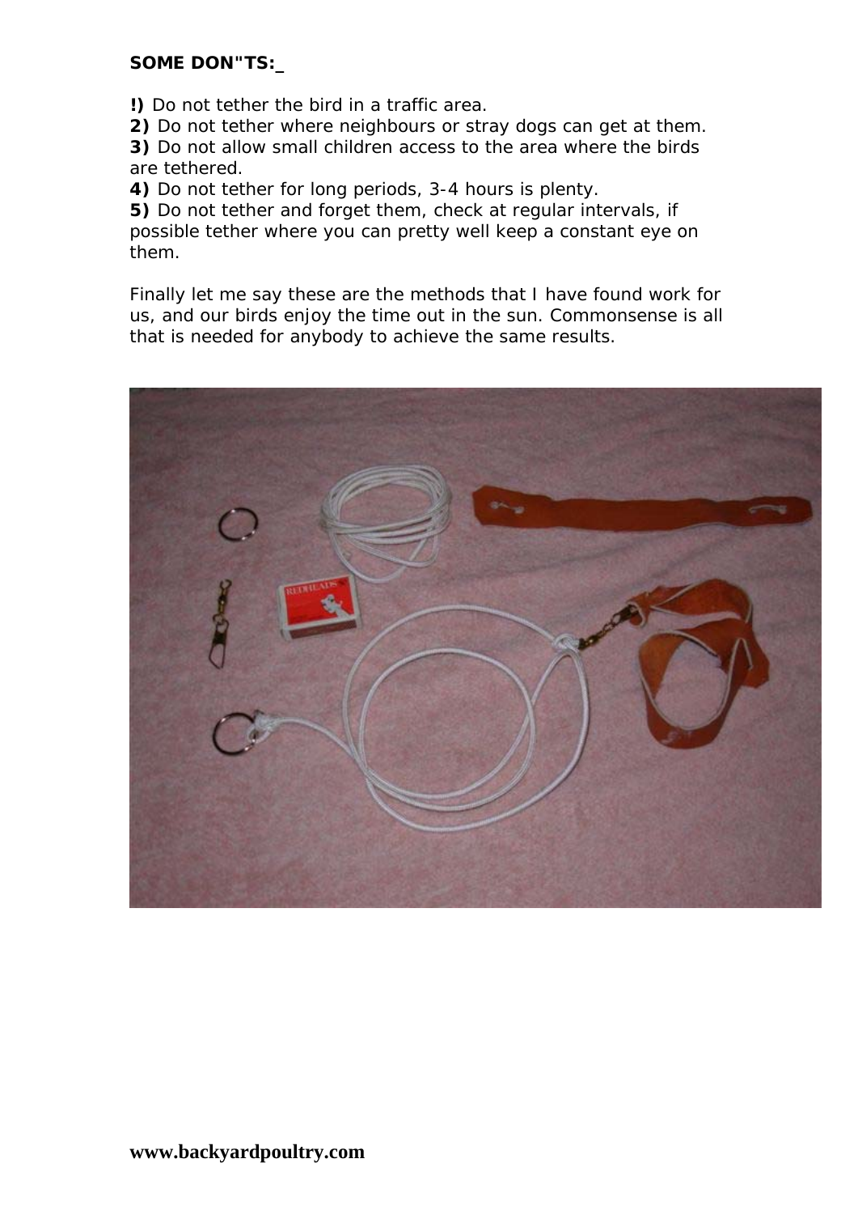**SOME DON"TS:_**

**!)** Do not tether the bird in a traffic area.
**2)** Do not tether where neighbours or stray dogs can get at them.
**3)** Do not allow small children access to the area where the birds are tethered.
**4)** Do not tether for long periods, 3-4 hours is plenty.
**5)** Do not tether and forget them, check at regular intervals, if possible tether where you can pretty well keep a constant eye on them.

Finally let me say these are the methods that I have found work for us, and our birds enjoy the time out in the sun. Commonsense is all that is needed for anybody to achieve the same results.